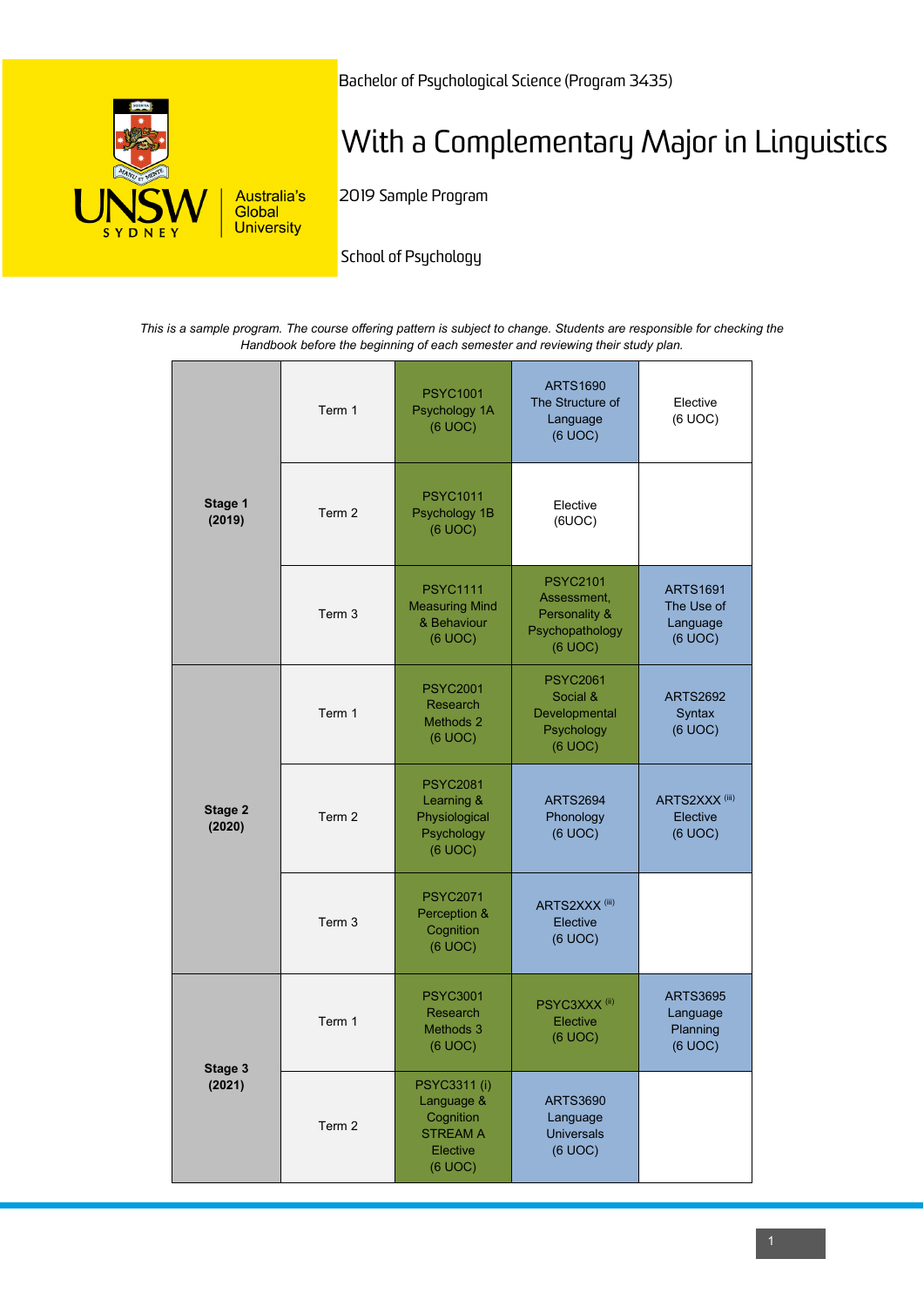Bachelor of Psychological Science (Program 3435)

# With a Complementary Major in Linguistics

2019 Sample Program

School of Psychology

*This is a sample program. The course offering pattern is subject to change. Students are responsible for checking the Handbook before the beginning of each semester and reviewing their study plan.*

| Stage | Term | | | |
|---|---|---|---|---|
| **Stage 1 (2019)** | Term 1 | PSYC1001 Psychology 1A (6 UOC) | ARTS1690 The Structure of Language (6 UOC) | Elective (6 UOC) |
| | Term 2 | PSYC1011 Psychology 1B (6 UOC) | Elective (6UOC) | |
| | Term 3 | PSYC1111 Measuring Mind & Behaviour (6 UOC) | PSYC2101 Assessment, Personality & Psychopathology (6 UOC) | ARTS1691 The Use of Language (6 UOC) |
| **Stage 2 (2020)** | Term 1 | PSYC2001 Research Methods 2 (6 UOC) | PSYC2061 Social & Developmental Psychology (6 UOC) | ARTS2692 Syntax (6 UOC) |
| | Term 2 | PSYC2081 Learning & Physiological Psychology (6 UOC) | ARTS2694 Phonology (6 UOC) | ARTS2XXX (iii) Elective (6 UOC) |
| | Term 3 | PSYC2071 Perception & Cognition (6 UOC) | ARTS2XXX (iii) Elective (6 UOC) | |
| **Stage 3 (2021)** | Term 1 | PSYC3001 Research Methods 3 (6 UOC) | PSYC3XXX (ii) Elective (6 UOC) | ARTS3695 Language Planning (6 UOC) |
| | Term 2 | PSYC3311 (i) Language & Cognition STREAM A Elective (6 UOC) | ARTS3690 Language Universals (6 UOC) | |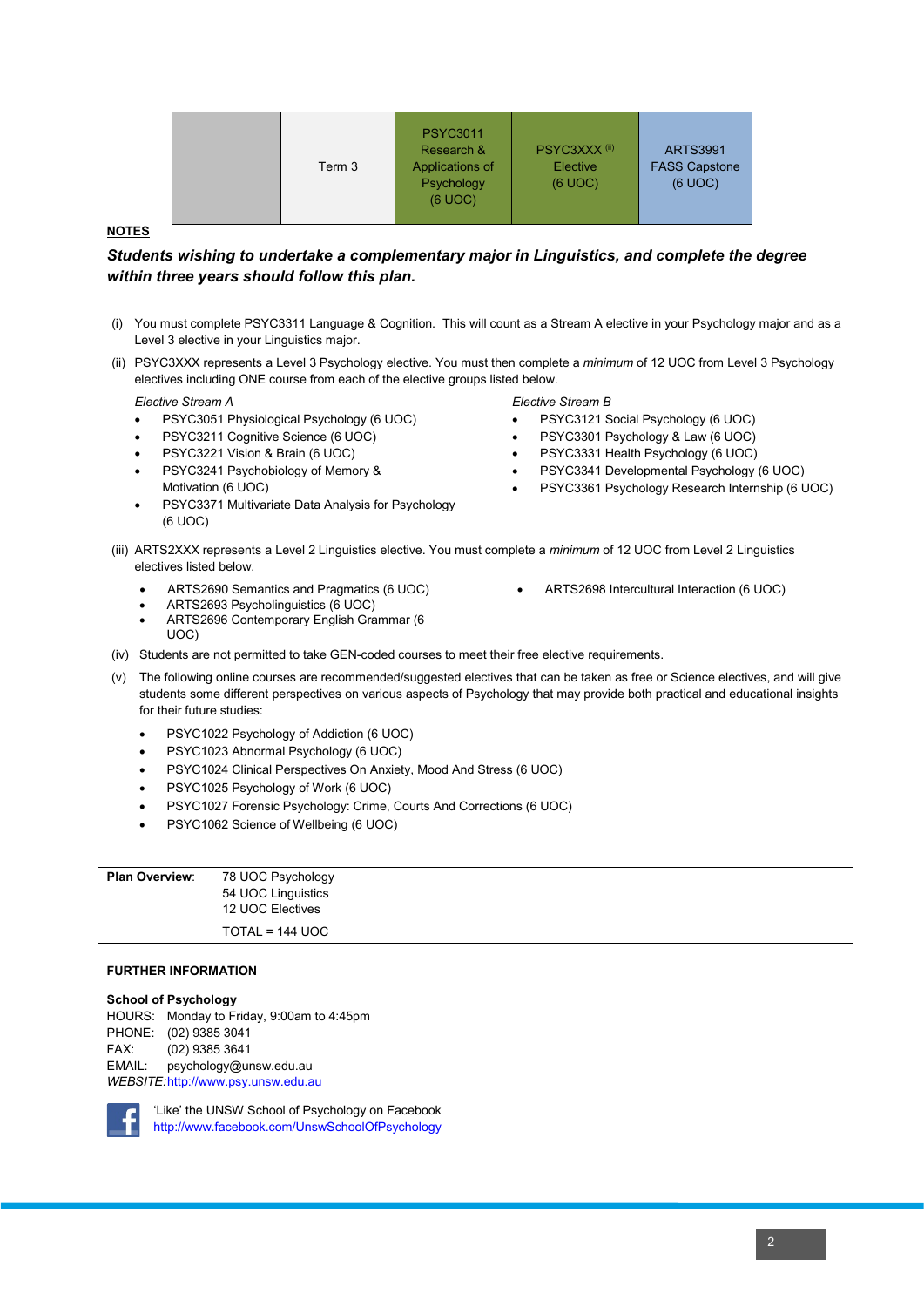| | | | | |
|---|---|---|---|---|
| | Term 3 | PSYC3011 Research & Applications of Psychology (6 UOC) | PSYC3XXX [ii] Elective (6 UOC) | ARTS3991 FASS Capstone (6 UOC) |

**NOTES**

***Students wishing to undertake a complementary major in Linguistics, and complete the degree within three years should follow this plan.***

(i) You must complete PSYC3311 Language & Cognition. This will count as a Stream A elective in your Psychology major and as a Level 3 elective in your Linguistics major.

(ii) PSYC3XXX represents a Level 3 Psychology elective. You must then complete a *minimum* of 12 UOC from Level 3 Psychology electives including ONE course from each of the elective groups listed below.

*Elective Stream A*

- PSYC3051 Physiological Psychology (6 UOC)
- PSYC3211 Cognitive Science (6 UOC)
- PSYC3221 Vision & Brain (6 UOC)
- PSYC3241 Psychobiology of Memory & Motivation (6 UOC)
- PSYC3371 Multivariate Data Analysis for Psychology (6 UOC)

*Elective Stream B*

- PSYC3121 Social Psychology (6 UOC)
- PSYC3301 Psychology & Law (6 UOC)
- PSYC3331 Health Psychology (6 UOC)
- PSYC3341 Developmental Psychology (6 UOC)
- PSYC3361 Psychology Research Internship (6 UOC)

(iii) ARTS2XXX represents a Level 2 Linguistics elective. You must complete a *minimum* of 12 UOC from Level 2 Linguistics electives listed below.

- ARTS2690 Semantics and Pragmatics (6 UOC)
- ARTS2693 Psycholinguistics (6 UOC)
- ARTS2696 Contemporary English Grammar (6 UOC)
- ARTS2698 Intercultural Interaction (6 UOC)

(iv) Students are not permitted to take GEN-coded courses to meet their free elective requirements.

(v) The following online courses are recommended/suggested electives that can be taken as free or Science electives, and will give students some different perspectives on various aspects of Psychology that may provide both practical and educational insights for their future studies:

- PSYC1022 Psychology of Addiction (6 UOC)
- PSYC1023 Abnormal Psychology (6 UOC)
- PSYC1024 Clinical Perspectives On Anxiety, Mood And Stress (6 UOC)
- PSYC1025 Psychology of Work (6 UOC)
- PSYC1027 Forensic Psychology: Crime, Courts And Corrections (6 UOC)
- PSYC1062 Science of Wellbeing (6 UOC)

| | |
|---|---|
| **Plan Overview**: | 78 UOC Psychology<br>54 UOC Linguistics<br>12 UOC Electives<br><br>TOTAL = 144 UOC |

**FURTHER INFORMATION**

**School of Psychology**
HOURS: Monday to Friday, 9:00am to 4:45pm
PHONE: (02) 9385 3041
FAX: (02) 9385 3641
EMAIL: psychology@unsw.edu.au
*WEBSITE*: http://www.psy.unsw.edu.au

'Like' the UNSW School of Psychology on Facebook
http://www.facebook.com/UnswSchoolOfPsychology